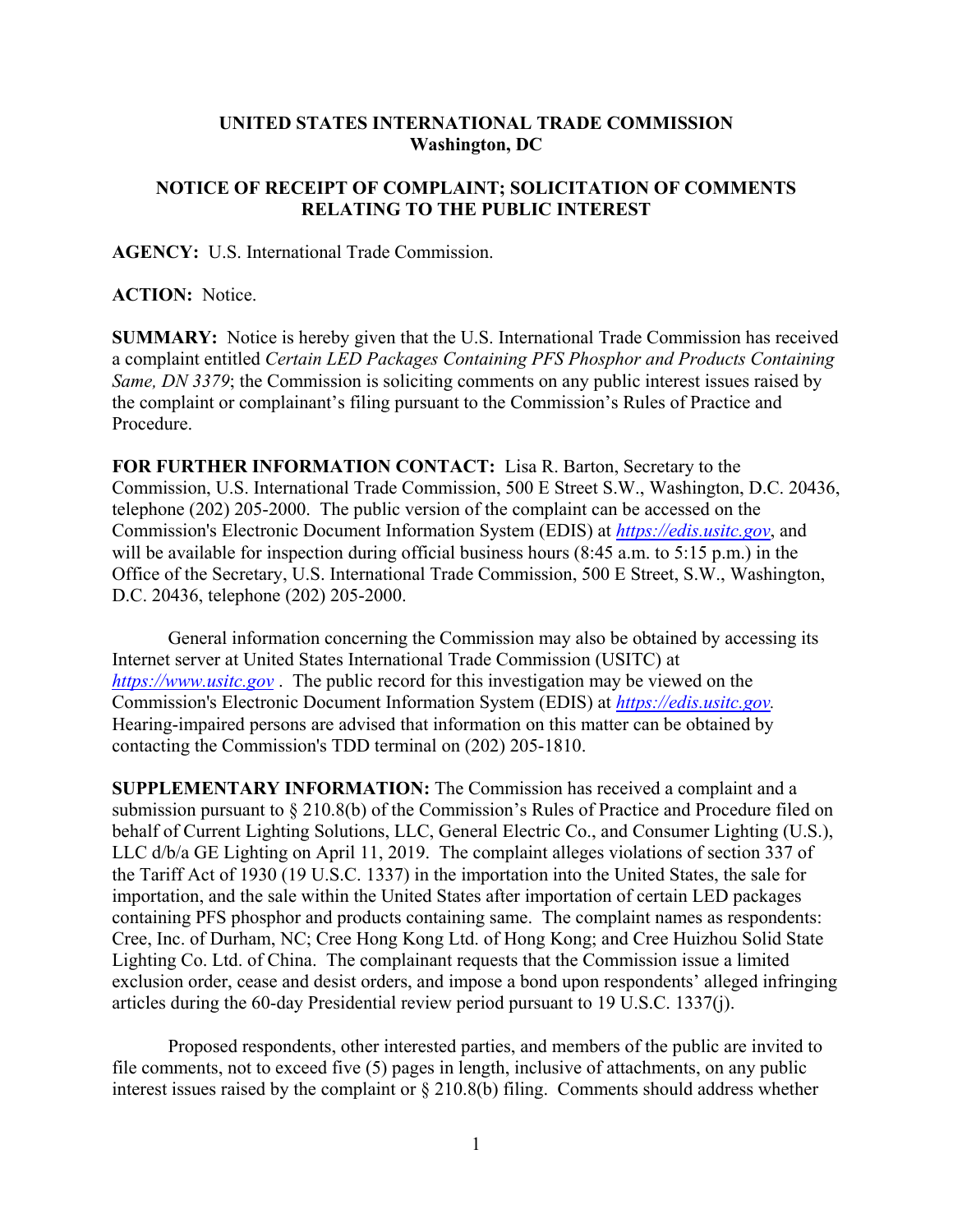**UNITED STATES INTERNATIONAL TRADE COMMISSION**
**Washington, DC**

**NOTICE OF RECEIPT OF COMPLAINT; SOLICITATION OF COMMENTS RELATING TO THE PUBLIC INTEREST**

**AGENCY:** U.S. International Trade Commission.

**ACTION:** Notice.

**SUMMARY:** Notice is hereby given that the U.S. International Trade Commission has received a complaint entitled *Certain LED Packages Containing PFS Phosphor and Products Containing Same, DN 3379*; the Commission is soliciting comments on any public interest issues raised by the complaint or complainant's filing pursuant to the Commission's Rules of Practice and Procedure.

**FOR FURTHER INFORMATION CONTACT:** Lisa R. Barton, Secretary to the Commission, U.S. International Trade Commission, 500 E Street S.W., Washington, D.C. 20436, telephone (202) 205-2000. The public version of the complaint can be accessed on the Commission's Electronic Document Information System (EDIS) at *https://edis.usitc.gov*, and will be available for inspection during official business hours (8:45 a.m. to 5:15 p.m.) in the Office of the Secretary, U.S. International Trade Commission, 500 E Street, S.W., Washington, D.C. 20436, telephone (202) 205-2000.

General information concerning the Commission may also be obtained by accessing its Internet server at United States International Trade Commission (USITC) at *https://www.usitc.gov* . The public record for this investigation may be viewed on the Commission's Electronic Document Information System (EDIS) at *https://edis.usitc.gov.* Hearing-impaired persons are advised that information on this matter can be obtained by contacting the Commission's TDD terminal on (202) 205-1810.

**SUPPLEMENTARY INFORMATION:** The Commission has received a complaint and a submission pursuant to § 210.8(b) of the Commission's Rules of Practice and Procedure filed on behalf of Current Lighting Solutions, LLC, General Electric Co., and Consumer Lighting (U.S.), LLC d/b/a GE Lighting on April 11, 2019. The complaint alleges violations of section 337 of the Tariff Act of 1930 (19 U.S.C. 1337) in the importation into the United States, the sale for importation, and the sale within the United States after importation of certain LED packages containing PFS phosphor and products containing same. The complaint names as respondents: Cree, Inc. of Durham, NC; Cree Hong Kong Ltd. of Hong Kong; and Cree Huizhou Solid State Lighting Co. Ltd. of China. The complainant requests that the Commission issue a limited exclusion order, cease and desist orders, and impose a bond upon respondents' alleged infringing articles during the 60-day Presidential review period pursuant to 19 U.S.C. 1337(j).

Proposed respondents, other interested parties, and members of the public are invited to file comments, not to exceed five (5) pages in length, inclusive of attachments, on any public interest issues raised by the complaint or § 210.8(b) filing. Comments should address whether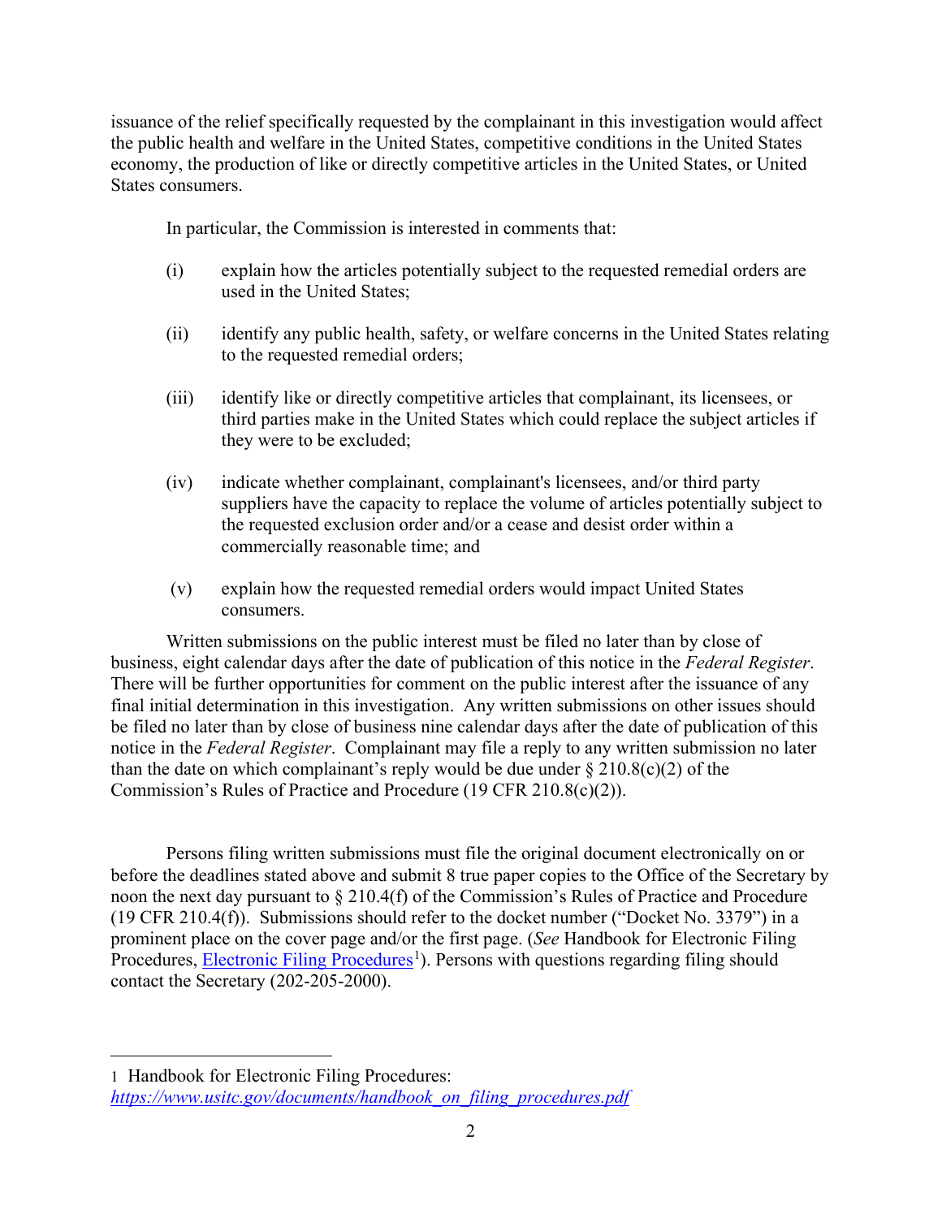issuance of the relief specifically requested by the complainant in this investigation would affect the public health and welfare in the United States, competitive conditions in the United States economy, the production of like or directly competitive articles in the United States, or United States consumers.

In particular, the Commission is interested in comments that:

(i) explain how the articles potentially subject to the requested remedial orders are used in the United States;

(ii) identify any public health, safety, or welfare concerns in the United States relating to the requested remedial orders;

(iii) identify like or directly competitive articles that complainant, its licensees, or third parties make in the United States which could replace the subject articles if they were to be excluded;

(iv) indicate whether complainant, complainant's licensees, and/or third party suppliers have the capacity to replace the volume of articles potentially subject to the requested exclusion order and/or a cease and desist order within a commercially reasonable time; and

(v) explain how the requested remedial orders would impact United States consumers.

Written submissions on the public interest must be filed no later than by close of business, eight calendar days after the date of publication of this notice in the *Federal Register*. There will be further opportunities for comment on the public interest after the issuance of any final initial determination in this investigation. Any written submissions on other issues should be filed no later than by close of business nine calendar days after the date of publication of this notice in the *Federal Register*. Complainant may file a reply to any written submission no later than the date on which complainant's reply would be due under § 210.8(c)(2) of the Commission's Rules of Practice and Procedure (19 CFR 210.8(c)(2)).

Persons filing written submissions must file the original document electronically on or before the deadlines stated above and submit 8 true paper copies to the Office of the Secretary by noon the next day pursuant to § 210.4(f) of the Commission's Rules of Practice and Procedure (19 CFR 210.4(f)). Submissions should refer to the docket number ("Docket No. 3379") in a prominent place on the cover page and/or the first page. (*See* Handbook for Electronic Filing Procedures, Electronic Filing Procedures[1]). Persons with questions regarding filing should contact the Secretary (202-205-2000).

---

1 Handbook for Electronic Filing Procedures: *https://www.usitc.gov/documents/handbook_on_filing_procedures.pdf*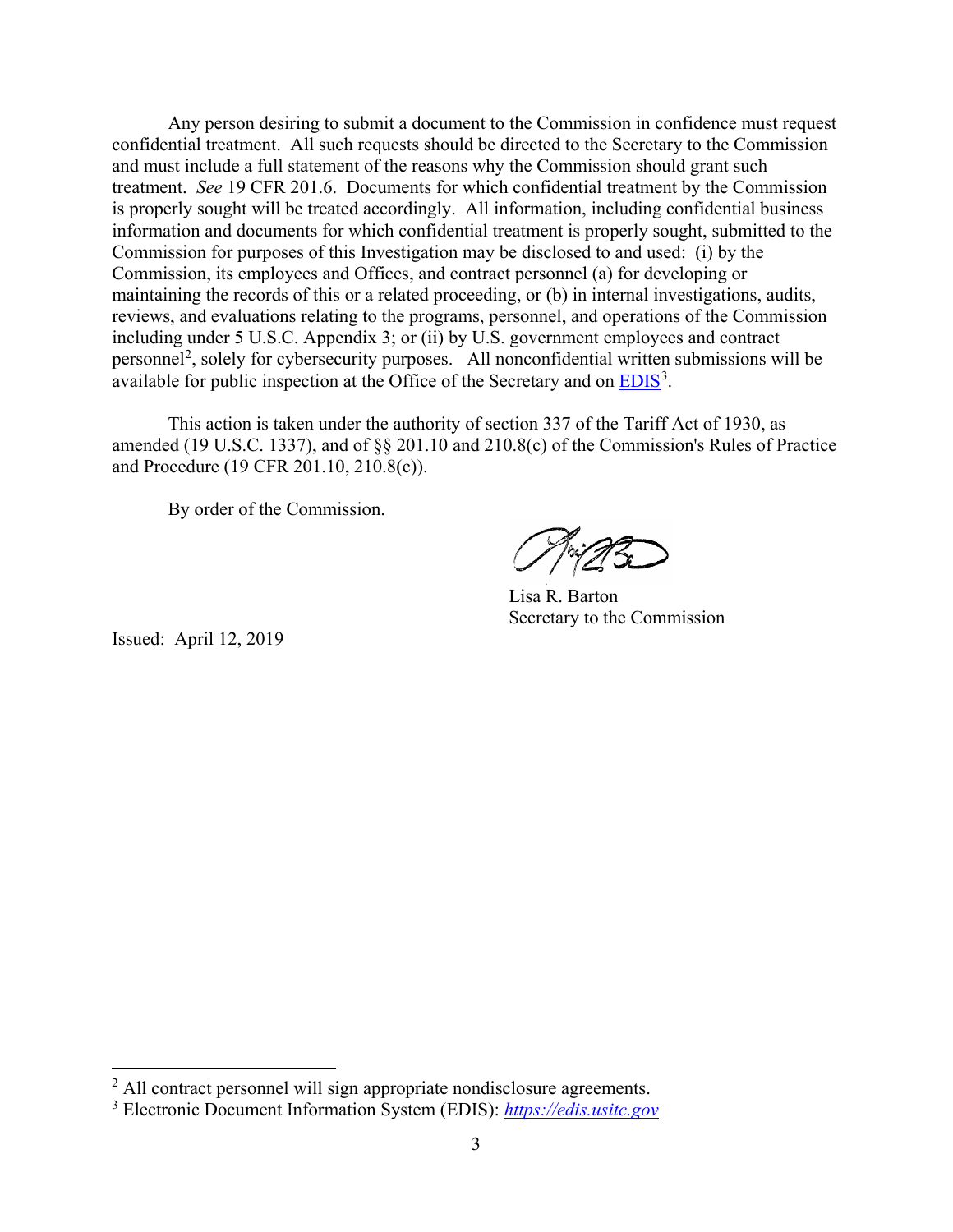Any person desiring to submit a document to the Commission in confidence must request confidential treatment. All such requests should be directed to the Secretary to the Commission and must include a full statement of the reasons why the Commission should grant such treatment. *See* 19 CFR 201.6. Documents for which confidential treatment by the Commission is properly sought will be treated accordingly. All information, including confidential business information and documents for which confidential treatment is properly sought, submitted to the Commission for purposes of this Investigation may be disclosed to and used: (i) by the Commission, its employees and Offices, and contract personnel (a) for developing or maintaining the records of this or a related proceeding, or (b) in internal investigations, audits, reviews, and evaluations relating to the programs, personnel, and operations of the Commission including under 5 U.S.C. Appendix 3; or (ii) by U.S. government employees and contract personnel[2], solely for cybersecurity purposes. All nonconfidential written submissions will be available for public inspection at the Office of the Secretary and on EDIS[3].

This action is taken under the authority of section 337 of the Tariff Act of 1930, as amended (19 U.S.C. 1337), and of §§ 201.10 and 210.8(c) of the Commission's Rules of Practice and Procedure (19 CFR 201.10, 210.8(c)).

By order of the Commission.

Lisa R. Barton
Secretary to the Commission

Issued: April 12, 2019

---

[2] All contract personnel will sign appropriate nondisclosure agreements.

[3] Electronic Document Information System (EDIS): *https://edis.usitc.gov*